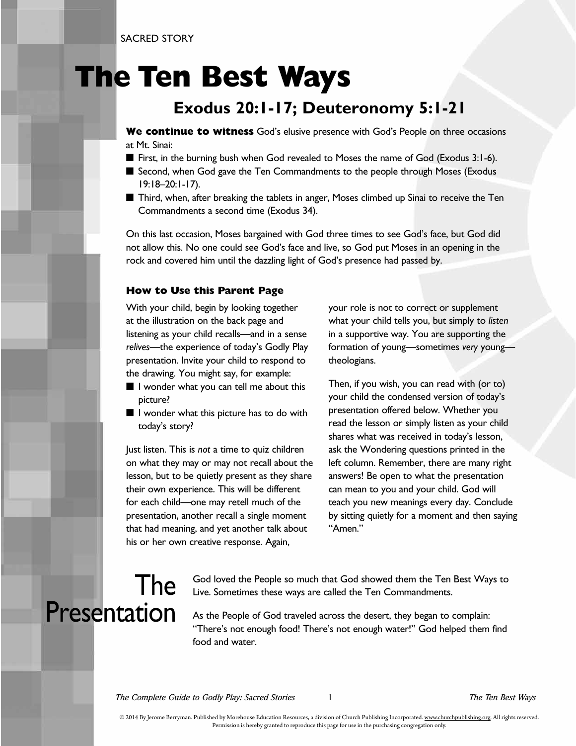SACRED STORY

# The Ten Best Ways

## Exodus 20:1-17; Deuteronomy 5:1-21

**We continue to witness** God's elusive presence with God's People on three occasions at Mt. Sinai:

- First, in the burning bush when God revealed to Moses the name of God (Exodus 3:1-6).
- Second, when God gave the Ten Commandments to the people through Moses (Exodus 19:18–20:1-17).
- Third, when, after breaking the tablets in anger, Moses climbed up Sinai to receive the Ten Commandments a second time (Exodus 34).

On this last occasion, Moses bargained with God three times to see God's face, but God did not allow this. No one could see God's face and live, so God put Moses in an opening in the rock and covered him until the dazzling light of God's presence had passed by.

### How to Use this Parent Page

With your child, begin by looking together at the illustration on the back page and listening as your child recalls—and in a sense *relives*—the experience of today's Godly Play presentation. Invite your child to respond to the drawing. You might say, for example:

- I wonder what you can tell me about this picture?
- I wonder what this picture has to do with today's story?

Just listen. This is *not* a time to quiz children on what they may or may not recall about the lesson, but to be quietly present as they share their own experience. This will be different for each child—one may retell much of the presentation, another recall a single moment that had meaning, and yet another talk about his or her own creative response. Again, your role is not to correct or supplement what your child tells you, but simply to *listen* in a supportive way. You are supporting the formation of young—sometimes *very* young—theologians.

Then, if you wish, you can read with (or to) your child the condensed version of today's presentation offered below. Whether you read the lesson or simply listen as your child shares what was received in today's lesson, ask the Wondering questions printed in the left column. Remember, there are many right answers! Be open to what the presentation can mean to you and your child. God will teach you new meanings every day. Conclude by sitting quietly for a moment and then saying "Amen."

## The Presentation

God loved the People so much that God showed them the Ten Best Ways to Live. Sometimes these ways are called the Ten Commandments.

As the People of God traveled across the desert, they began to complain: "There's not enough food! There's not enough water!" God helped them find food and water.

© 2014 By Jerome Berryman. Published by Morehouse Education Resources, a division of Church Publishing Incorporated. www.churchpublishing.org. All rights reserved. Permission is hereby granted to reproduce this page for use in the purchasing congregation only.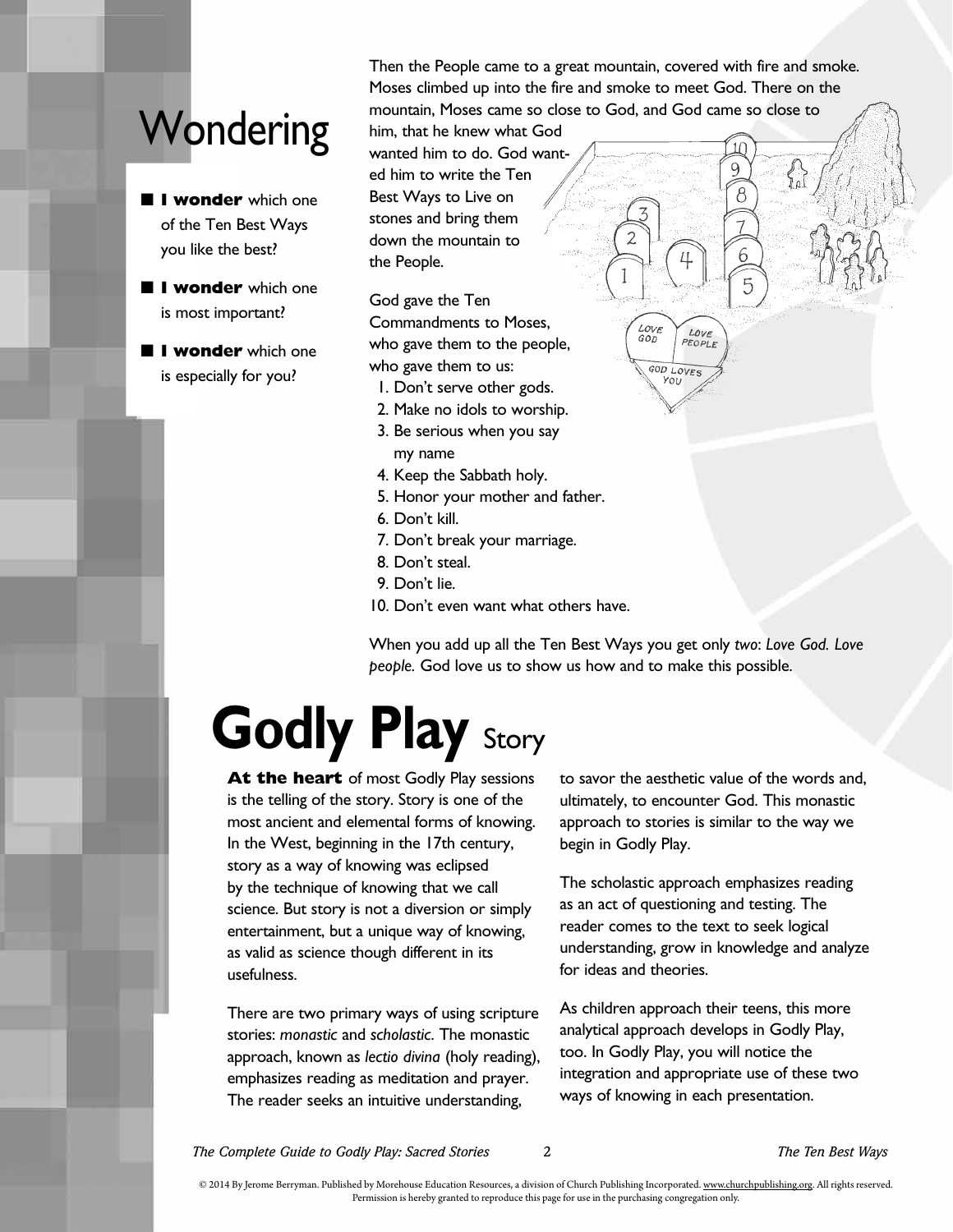# Wondering

- **I wonder** which one of the Ten Best Ways you like the best?
- **I wonder** which one is most important?
- **I wonder** which one is especially for you?

Then the People came to a great mountain, covered with fire and smoke. Moses climbed up into the fire and smoke to meet God. There on the mountain, Moses came so close to God, and God came so close to him, that he knew what God wanted him to do. God wanted him to write the Ten Best Ways to Live on stones and bring them down the mountain to the People.

God gave the Ten Commandments to Moses, who gave them to the people, who gave them to us:

1. Don't serve other gods.
2. Make no idols to worship.
3. Be serious when you say my name
4. Keep the Sabbath holy.
5. Honor your mother and father.
6. Don't kill.
7. Don't break your marriage.
8. Don't steal.
9. Don't lie.
10. Don't even want what others have.

When you add up all the Ten Best Ways you get only *two*: *Love God. Love people.* God love us to show us how and to make this possible.

# Godly Play Story

**At the heart** of most Godly Play sessions is the telling of the story. Story is one of the most ancient and elemental forms of knowing. In the West, beginning in the 17th century, story as a way of knowing was eclipsed by the technique of knowing that we call science. But story is not a diversion or simply entertainment, but a unique way of knowing, as valid as science though different in its usefulness.

There are two primary ways of using scripture stories: *monastic* and *scholastic*. The monastic approach, known as *lectio divina* (holy reading), emphasizes reading as meditation and prayer. The reader seeks an intuitive understanding, to savor the aesthetic value of the words and, ultimately, to encounter God. This monastic approach to stories is similar to the way we begin in Godly Play.

The scholastic approach emphasizes reading as an act of questioning and testing. The reader comes to the text to seek logical understanding, grow in knowledge and analyze for ideas and theories.

As children approach their teens, this more analytical approach develops in Godly Play, too. In Godly Play, you will notice the integration and appropriate use of these two ways of knowing in each presentation.

© 2014 By Jerome Berryman. Published by Morehouse Education Resources, a division of Church Publishing Incorporated. www.churchpublishing.org. All rights reserved. Permission is hereby granted to reproduce this page for use in the purchasing congregation only.